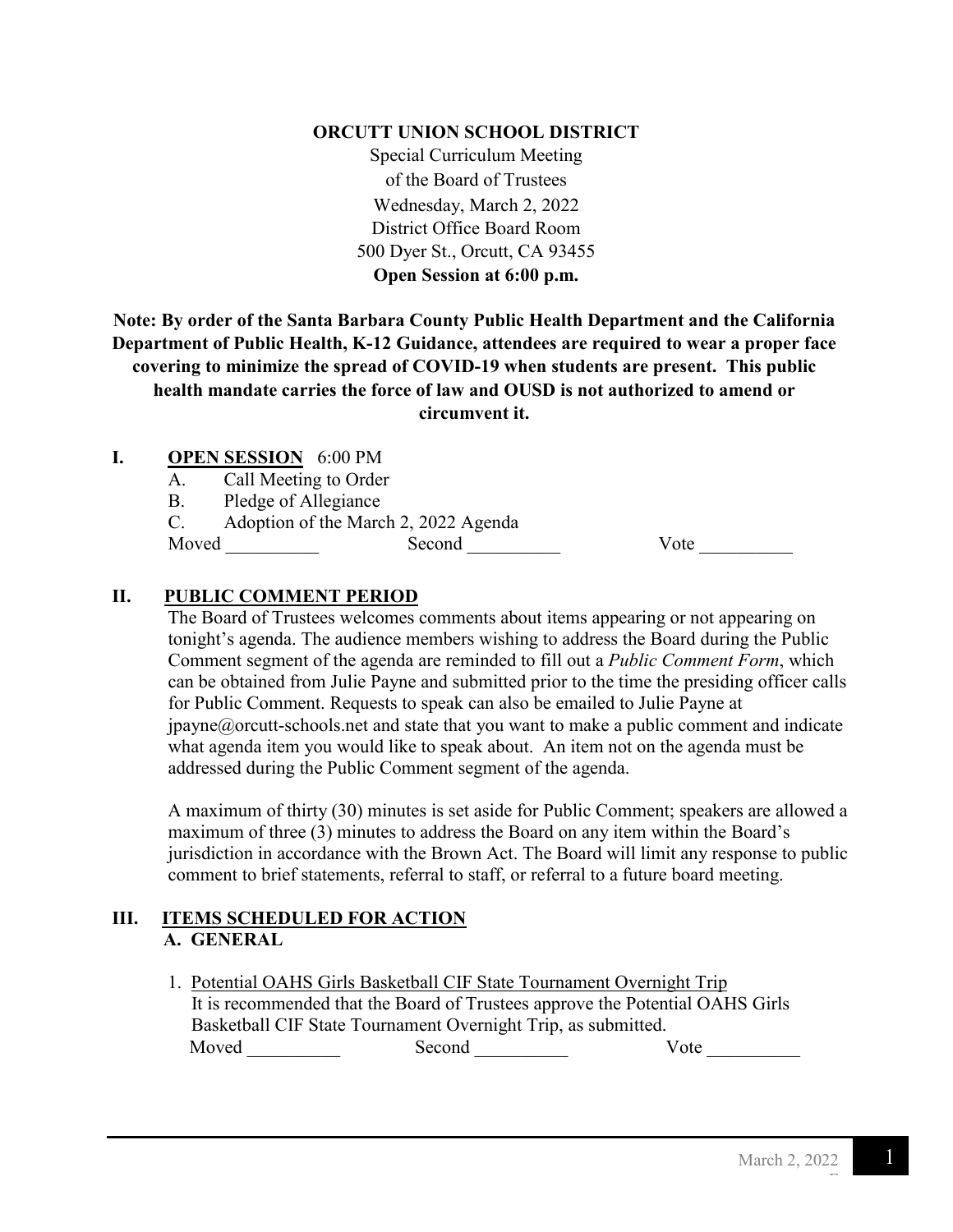**ORCUTT UNION SCHOOL DISTRICT**

Special Curriculum Meeting
of the Board of Trustees
Wednesday, March 2, 2022
District Office Board Room
500 Dyer St., Orcutt, CA 93455
**Open Session at 6:00 p.m.**

**Note: By order of the Santa Barbara County Public Health Department and the California Department of Public Health, K-12 Guidance, attendees are required to wear a proper face covering to minimize the spread of COVID-19 when students are present. This public health mandate carries the force of law and OUSD is not authorized to amend or circumvent it.**

## I. OPEN SESSION 6:00 PM

A. Call Meeting to Order

B. Pledge of Allegiance

C. Adoption of the March 2, 2022 Agenda

Moved __________ Second __________ Vote __________

## II. PUBLIC COMMENT PERIOD

The Board of Trustees welcomes comments about items appearing or not appearing on tonight's agenda. The audience members wishing to address the Board during the Public Comment segment of the agenda are reminded to fill out a *Public Comment Form*, which can be obtained from Julie Payne and submitted prior to the time the presiding officer calls for Public Comment. Requests to speak can also be emailed to Julie Payne at jpayne@orcutt-schools.net and state that you want to make a public comment and indicate what agenda item you would like to speak about. An item not on the agenda must be addressed during the Public Comment segment of the agenda.

A maximum of thirty (30) minutes is set aside for Public Comment; speakers are allowed a maximum of three (3) minutes to address the Board on any item within the Board's jurisdiction in accordance with the Brown Act. The Board will limit any response to public comment to brief statements, referral to staff, or referral to a future board meeting.

## III. ITEMS SCHEDULED FOR ACTION

### A. GENERAL

1. Potential OAHS Girls Basketball CIF State Tournament Overnight Trip
   It is recommended that the Board of Trustees approve the Potential OAHS Girls Basketball CIF State Tournament Overnight Trip, as submitted.
   Moved __________ Second __________ Vote __________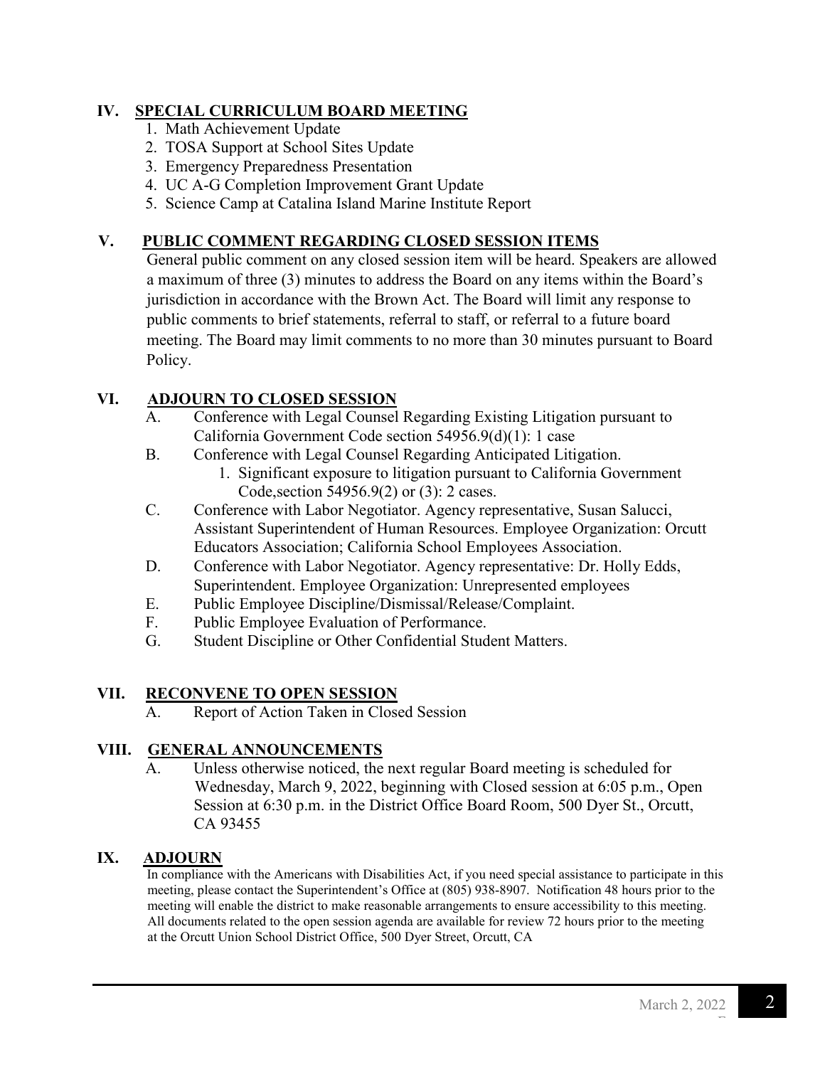## IV. SPECIAL CURRICULUM BOARD MEETING

1. Math Achievement Update
2. TOSA Support at School Sites Update
3. Emergency Preparedness Presentation
4. UC A-G Completion Improvement Grant Update
5. Science Camp at Catalina Island Marine Institute Report

## V. PUBLIC COMMENT REGARDING CLOSED SESSION ITEMS

General public comment on any closed session item will be heard. Speakers are allowed a maximum of three (3) minutes to address the Board on any items within the Board's jurisdiction in accordance with the Brown Act. The Board will limit any response to public comments to brief statements, referral to staff, or referral to a future board meeting. The Board may limit comments to no more than 30 minutes pursuant to Board Policy.

## VI. ADJOURN TO CLOSED SESSION

A. Conference with Legal Counsel Regarding Existing Litigation pursuant to California Government Code section 54956.9(d)(1): 1 case

B. Conference with Legal Counsel Regarding Anticipated Litigation.
   1. Significant exposure to litigation pursuant to California Government Code,section 54956.9(2) or (3): 2 cases.

C. Conference with Labor Negotiator. Agency representative, Susan Salucci, Assistant Superintendent of Human Resources. Employee Organization: Orcutt Educators Association; California School Employees Association.

D. Conference with Labor Negotiator. Agency representative: Dr. Holly Edds, Superintendent. Employee Organization: Unrepresented employees

E. Public Employee Discipline/Dismissal/Release/Complaint.

F. Public Employee Evaluation of Performance.

G. Student Discipline or Other Confidential Student Matters.

## VII. RECONVENE TO OPEN SESSION

A. Report of Action Taken in Closed Session

## VIII. GENERAL ANNOUNCEMENTS

A. Unless otherwise noticed, the next regular Board meeting is scheduled for Wednesday, March 9, 2022, beginning with Closed session at 6:05 p.m., Open Session at 6:30 p.m. in the District Office Board Room, 500 Dyer St., Orcutt, CA 93455

## IX. ADJOURN

In compliance with the Americans with Disabilities Act, if you need special assistance to participate in this meeting, please contact the Superintendent's Office at (805) 938-8907. Notification 48 hours prior to the meeting will enable the district to make reasonable arrangements to ensure accessibility to this meeting. All documents related to the open session agenda are available for review 72 hours prior to the meeting at the Orcutt Union School District Office, 500 Dyer Street, Orcutt, CA